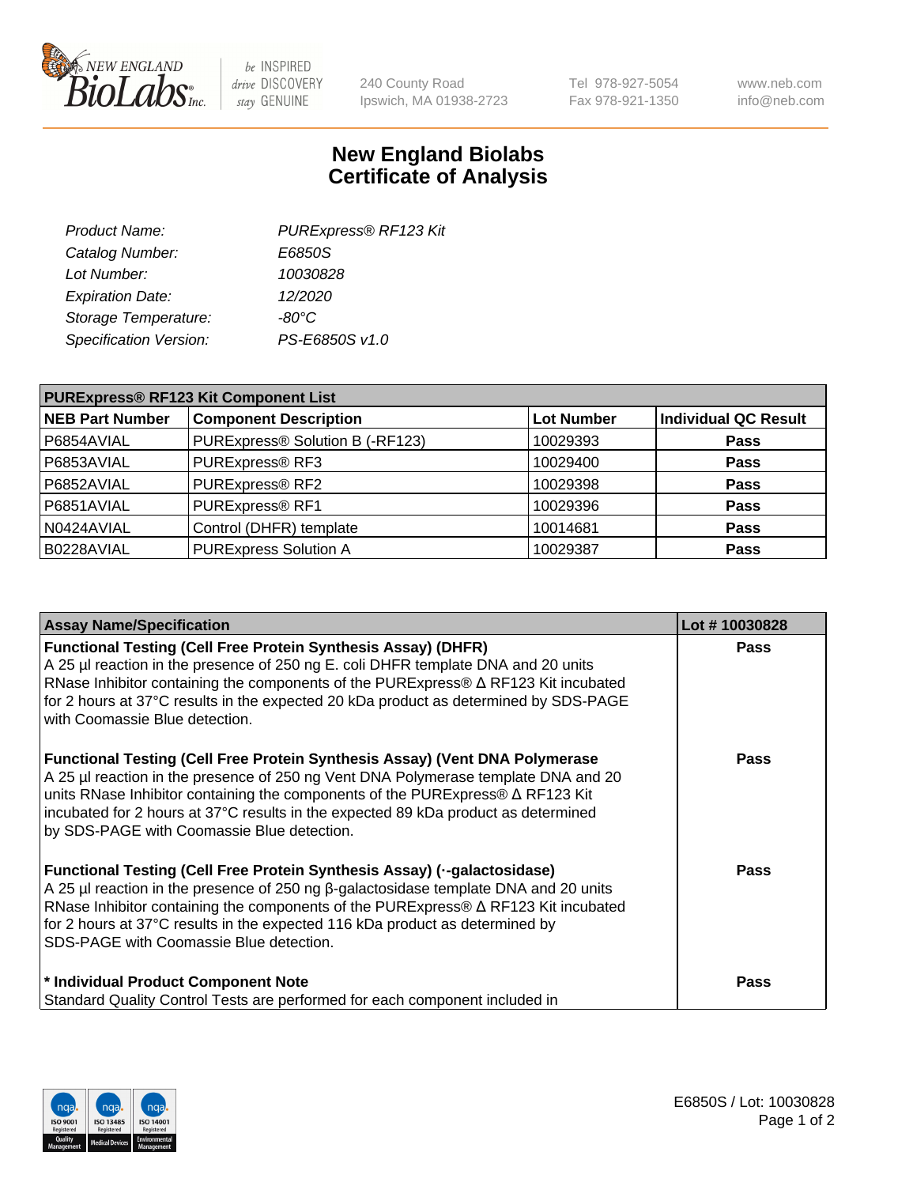240 County Road
Ipswich, MA 01938-2723

Tel 978-927-5054
Fax 978-921-1350

www.neb.com
info@neb.com

# New England Biolabs
# Certificate of Analysis

| | |
|---|---|
| *Product Name:* | *PURExpress® RF123 Kit* |
| *Catalog Number:* | *E6850S* |
| *Lot Number:* | *10030828* |
| *Expiration Date:* | *12/2020* |
| *Storage Temperature:* | *-80°C* |
| *Specification Version:* | *PS-E6850S v1.0* |

| **PURExpress® RF123 Kit Component List** | | | |
|---|---|---|---|
| **NEB Part Number** | **Component Description** | **Lot Number** | **Individual QC Result** |
| P6854AVIAL | PURExpress® Solution B (-RF123) | 10029393 | **Pass** |
| P6853AVIAL | PURExpress® RF3 | 10029400 | **Pass** |
| P6852AVIAL | PURExpress® RF2 | 10029398 | **Pass** |
| P6851AVIAL | PURExpress® RF1 | 10029396 | **Pass** |
| N0424AVIAL | Control (DHFR) template | 10014681 | **Pass** |
| B0228AVIAL | PURExpress Solution A | 10029387 | **Pass** |

| **Assay Name/Specification** | **Lot # 10030828** |
|---|---|
| **Functional Testing (Cell Free Protein Synthesis Assay) (DHFR)** A 25 µl reaction in the presence of 250 ng E. coli DHFR template DNA and 20 units RNase Inhibitor containing the components of the PURExpress® Δ RF123 Kit incubated for 2 hours at 37°C results in the expected 20 kDa product as determined by SDS-PAGE with Coomassie Blue detection. | **Pass** |
| **Functional Testing (Cell Free Protein Synthesis Assay) (Vent DNA Polymerase** A 25 µl reaction in the presence of 250 ng Vent DNA Polymerase template DNA and 20 units RNase Inhibitor containing the components of the PURExpress® Δ RF123 Kit incubated for 2 hours at 37°C results in the expected 89 kDa product as determined by SDS-PAGE with Coomassie Blue detection. | **Pass** |
| **Functional Testing (Cell Free Protein Synthesis Assay) (·-galactosidase)** A 25 µl reaction in the presence of 250 ng β-galactosidase template DNA and 20 units RNase Inhibitor containing the components of the PURExpress® Δ RF123 Kit incubated for 2 hours at 37°C results in the expected 116 kDa product as determined by SDS-PAGE with Coomassie Blue detection. | **Pass** |
| **\* Individual Product Component Note** Standard Quality Control Tests are performed for each component included in | **Pass** |

E6850S / Lot: 10030828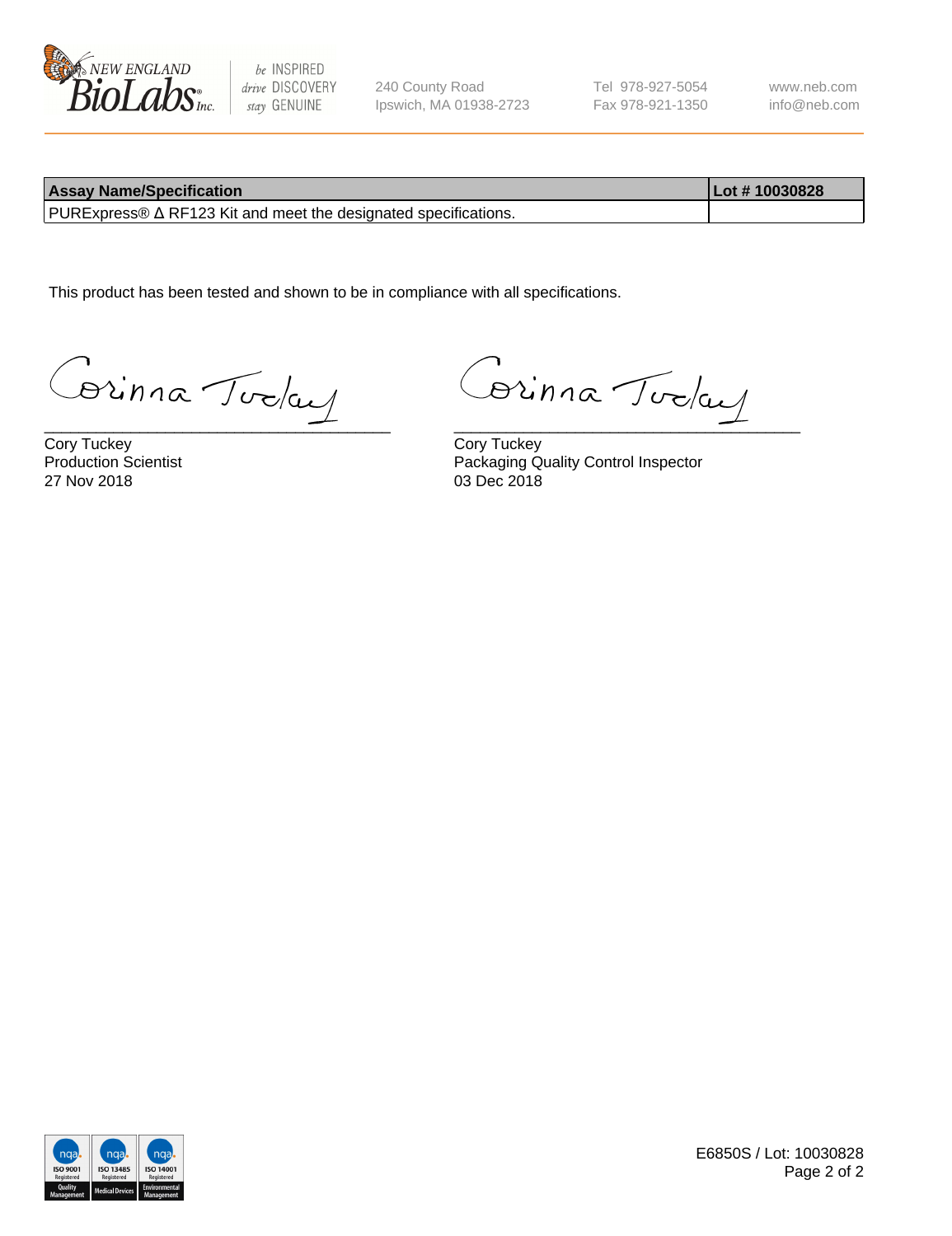| Assay Name/Specification | Lot # 10030828 |
| --- | --- |
| PURExpress® Δ RF123 Kit and meet the designated specifications. | |

This product has been tested and shown to be in compliance with all specifications.

Cory Tuckey
Production Scientist
27 Nov 2018

Cory Tuckey
Packaging Quality Control Inspector
03 Dec 2018

E6850S / Lot: 10030828